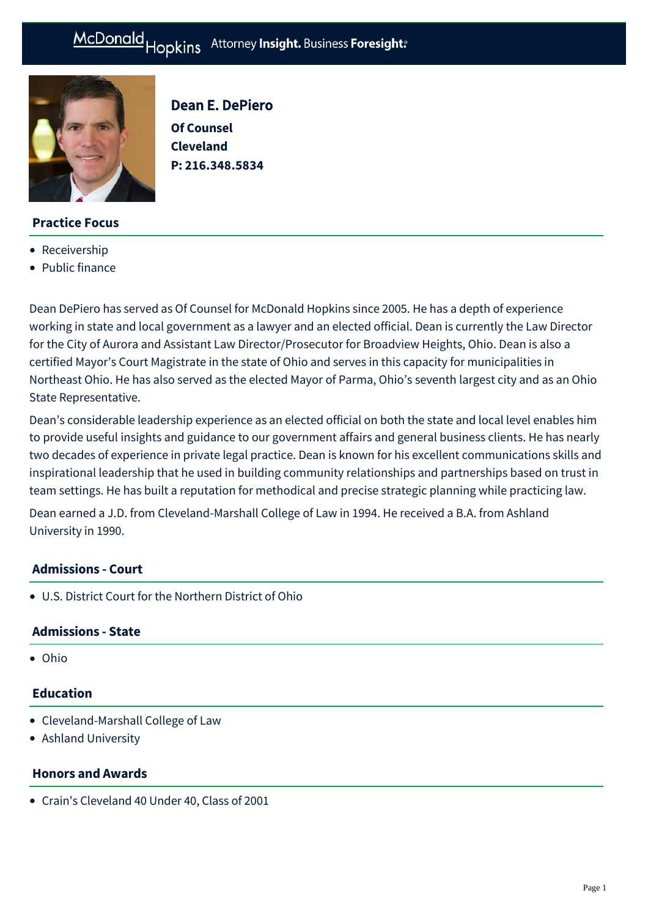# Dean E. DePiero

**Of Counsel**
**Cleveland**
**P: 216.348.5834**

## Practice Focus

- Receivership
- Public finance

Dean DePiero has served as Of Counsel for McDonald Hopkins since 2005. He has a depth of experience working in state and local government as a lawyer and an elected official. Dean is currently the Law Director for the City of Aurora and Assistant Law Director/Prosecutor for Broadview Heights, Ohio. Dean is also a certified Mayor's Court Magistrate in the state of Ohio and serves in this capacity for municipalities in Northeast Ohio. He has also served as the elected Mayor of Parma, Ohio's seventh largest city and as an Ohio State Representative.

Dean's considerable leadership experience as an elected official on both the state and local level enables him to provide useful insights and guidance to our government affairs and general business clients. He has nearly two decades of experience in private legal practice. Dean is known for his excellent communications skills and inspirational leadership that he used in building community relationships and partnerships based on trust in team settings. He has built a reputation for methodical and precise strategic planning while practicing law.

Dean earned a J.D. from Cleveland-Marshall College of Law in 1994. He received a B.A. from Ashland University in 1990.

## Admissions - Court

- U.S. District Court for the Northern District of Ohio

## Admissions - State

- Ohio

## Education

- Cleveland-Marshall College of Law
- Ashland University

## Honors and Awards

- Crain's Cleveland 40 Under 40, Class of 2001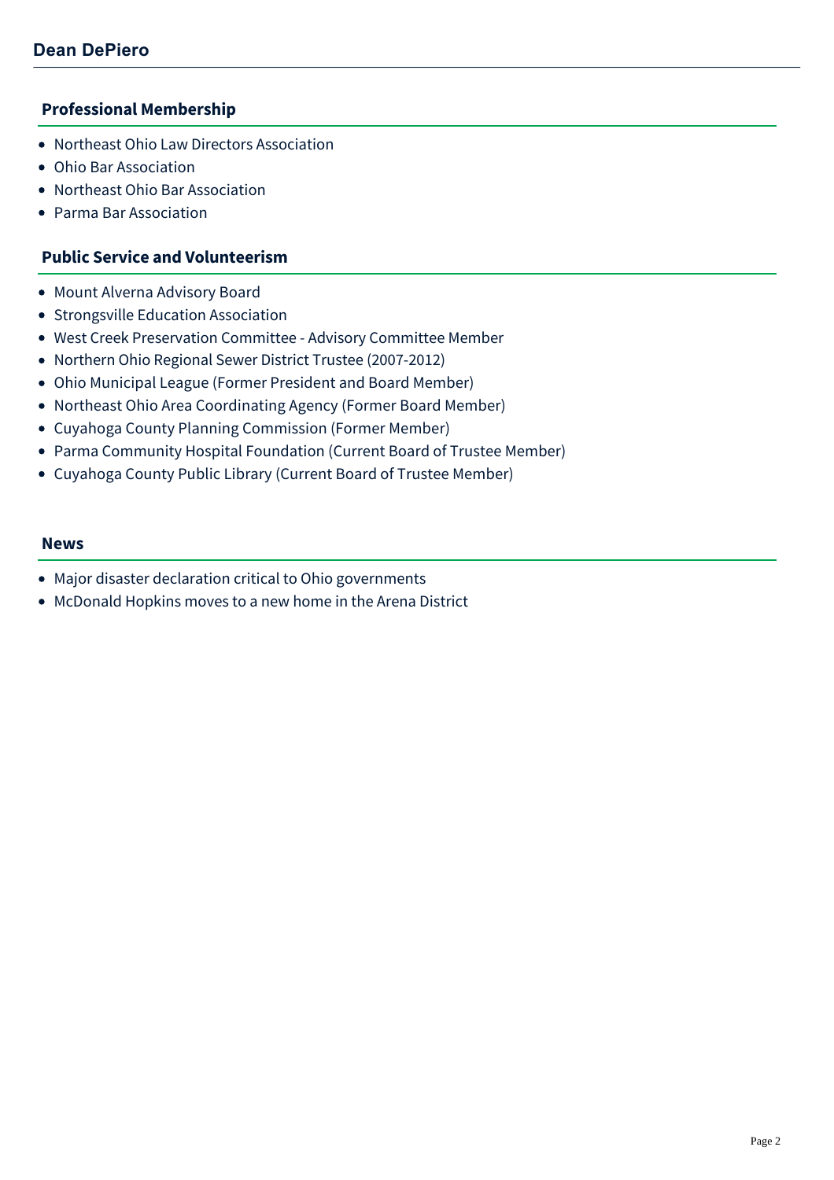## Professional Membership

- Northeast Ohio Law Directors Association
- Ohio Bar Association
- Northeast Ohio Bar Association
- Parma Bar Association

## Public Service and Volunteerism

- Mount Alverna Advisory Board
- Strongsville Education Association
- West Creek Preservation Committee - Advisory Committee Member
- Northern Ohio Regional Sewer District Trustee (2007-2012)
- Ohio Municipal League (Former President and Board Member)
- Northeast Ohio Area Coordinating Agency (Former Board Member)
- Cuyahoga County Planning Commission (Former Member)
- Parma Community Hospital Foundation (Current Board of Trustee Member)
- Cuyahoga County Public Library (Current Board of Trustee Member)

## News

- Major disaster declaration critical to Ohio governments
- McDonald Hopkins moves to a new home in the Arena District